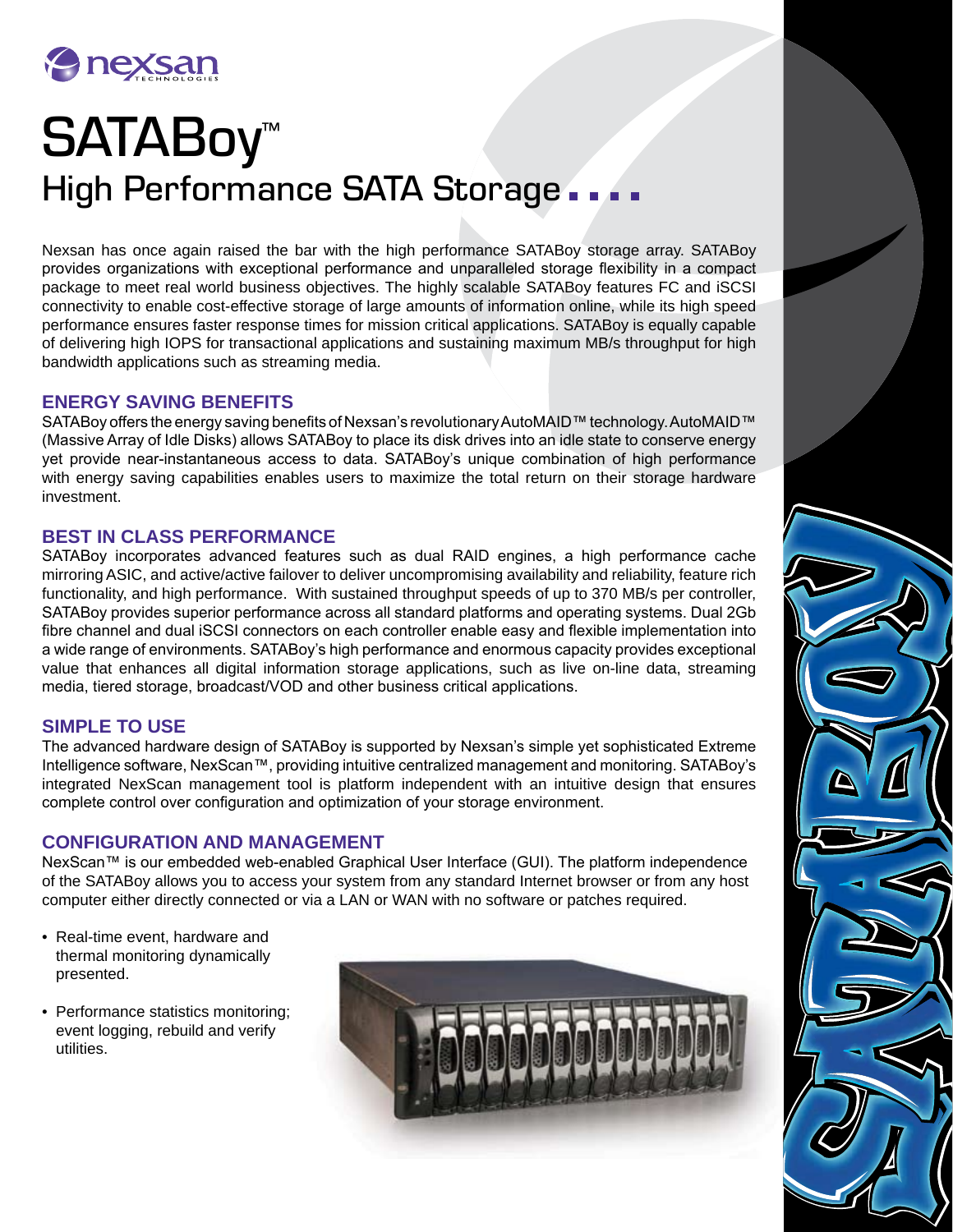nexsan TECHNOLOGIES

# SATABoy™

## High Performance SATA Storage

Nexsan has once again raised the bar with the high performance SATABoy storage array. SATABoy provides organizations with exceptional performance and unparalleled storage flexibility in a compact package to meet real world business objectives. The highly scalable SATABoy features FC and iSCSI connectivity to enable cost-effective storage of large amounts of information online, while its high speed performance ensures faster response times for mission critical applications. SATABoy is equally capable of delivering high IOPS for transactional applications and sustaining maximum MB/s throughput for high bandwidth applications such as streaming media.

### ENERGY SAVING BENEFITS

SATABoy offers the energy saving benefits of Nexsan's revolutionary AutoMAID™ technology. AutoMAID™ (Massive Array of Idle Disks) allows SATABoy to place its disk drives into an idle state to conserve energy yet provide near-instantaneous access to data. SATABoy's unique combination of high performance with energy saving capabilities enables users to maximize the total return on their storage hardware investment.

### BEST IN CLASS PERFORMANCE

SATABoy incorporates advanced features such as dual RAID engines, a high performance cache mirroring ASIC, and active/active failover to deliver uncompromising availability and reliability, feature rich functionality, and high performance. With sustained throughput speeds of up to 370 MB/s per controller, SATABoy provides superior performance across all standard platforms and operating systems. Dual 2Gb fibre channel and dual iSCSI connectors on each controller enable easy and flexible implementation into a wide range of environments. SATABoy's high performance and enormous capacity provides exceptional value that enhances all digital information storage applications, such as live on-line data, streaming media, tiered storage, broadcast/VOD and other business critical applications.

### SIMPLE TO USE

The advanced hardware design of SATABoy is supported by Nexsan's simple yet sophisticated Extreme Intelligence software, NexScan™, providing intuitive centralized management and monitoring. SATABoy's integrated NexScan management tool is platform independent with an intuitive design that ensures complete control over configuration and optimization of your storage environment.

### CONFIGURATION AND MANAGEMENT

NexScan™ is our embedded web-enabled Graphical User Interface (GUI). The platform independence of the SATABoy allows you to access your system from any standard Internet browser or from any host computer either directly connected or via a LAN or WAN with no software or patches required.

- Real-time event, hardware and thermal monitoring dynamically presented.
- Performance statistics monitoring; event logging, rebuild and verify utilities.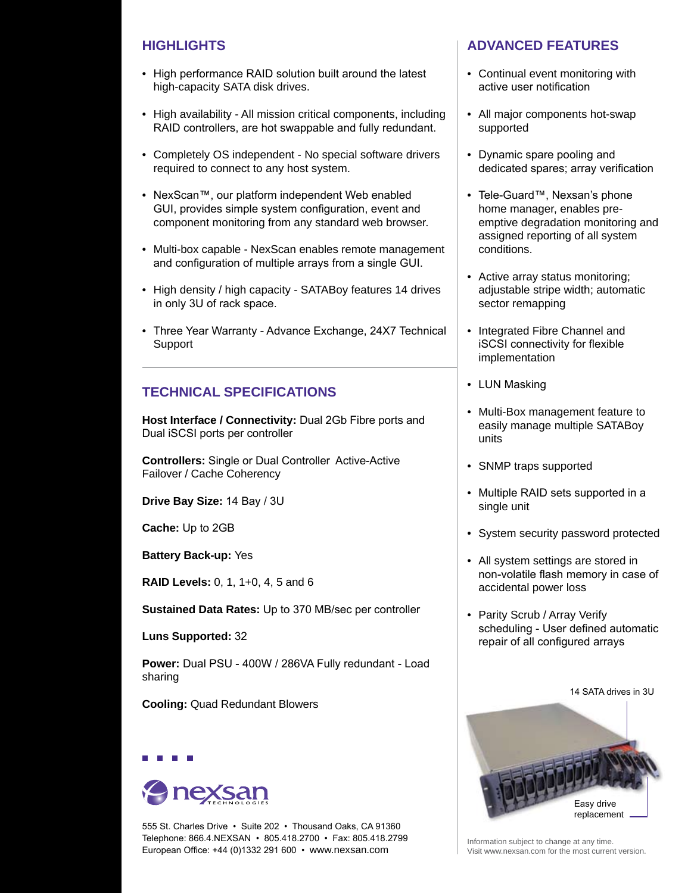## HIGHLIGHTS

- High performance RAID solution built around the latest high-capacity SATA disk drives.
- High availability - All mission critical components, including RAID controllers, are hot swappable and fully redundant.
- Completely OS independent - No special software drivers required to connect to any host system.
- NexScan™, our platform independent Web enabled GUI, provides simple system configuration, event and component monitoring from any standard web browser.
- Multi-box capable - NexScan enables remote management and configuration of multiple arrays from a single GUI.
- High density / high capacity - SATABoy features 14 drives in only 3U of rack space.
- Three Year Warranty - Advance Exchange, 24X7 Technical Support

## TECHNICAL SPECIFICATIONS

**Host Interface / Connectivity:** Dual 2Gb Fibre ports and Dual iSCSI ports per controller

**Controllers:** Single or Dual Controller Active-Active Failover / Cache Coherency

**Drive Bay Size:** 14 Bay / 3U

**Cache:** Up to 2GB

**Battery Back-up:** Yes

**RAID Levels:** 0, 1, 1+0, 4, 5 and 6

**Sustained Data Rates:** Up to 370 MB/sec per controller

**Luns Supported:** 32

**Power:** Dual PSU - 400W / 286VA Fully redundant - Load sharing

**Cooling:** Quad Redundant Blowers

## ADVANCED FEATURES

- Continual event monitoring with active user notification
- All major components hot-swap supported
- Dynamic spare pooling and dedicated spares; array verification
- Tele-Guard™, Nexsan's phone home manager, enables pre-emptive degradation monitoring and assigned reporting of all system conditions.
- Active array status monitoring; adjustable stripe width; automatic sector remapping
- Integrated Fibre Channel and iSCSI connectivity for flexible implementation
- LUN Masking
- Multi-Box management feature to easily manage multiple SATABoy units
- SNMP traps supported
- Multiple RAID sets supported in a single unit
- System security password protected
- All system settings are stored in non-volatile flash memory in case of accidental power loss
- Parity Scrub / Array Verify scheduling - User defined automatic repair of all configured arrays

14 SATA drives in 3U

Easy drive replacement

nexsan TECHNOLOGIES

555 St. Charles Drive • Suite 202 • Thousand Oaks, CA 91360
Telephone: 866.4.NEXSAN • 805.418.2700 • Fax: 805.418.2799
European Office: +44 (0)1332 291 600 • www.nexsan.com

Information subject to change at any time.
Visit www.nexsan.com for the most current version.